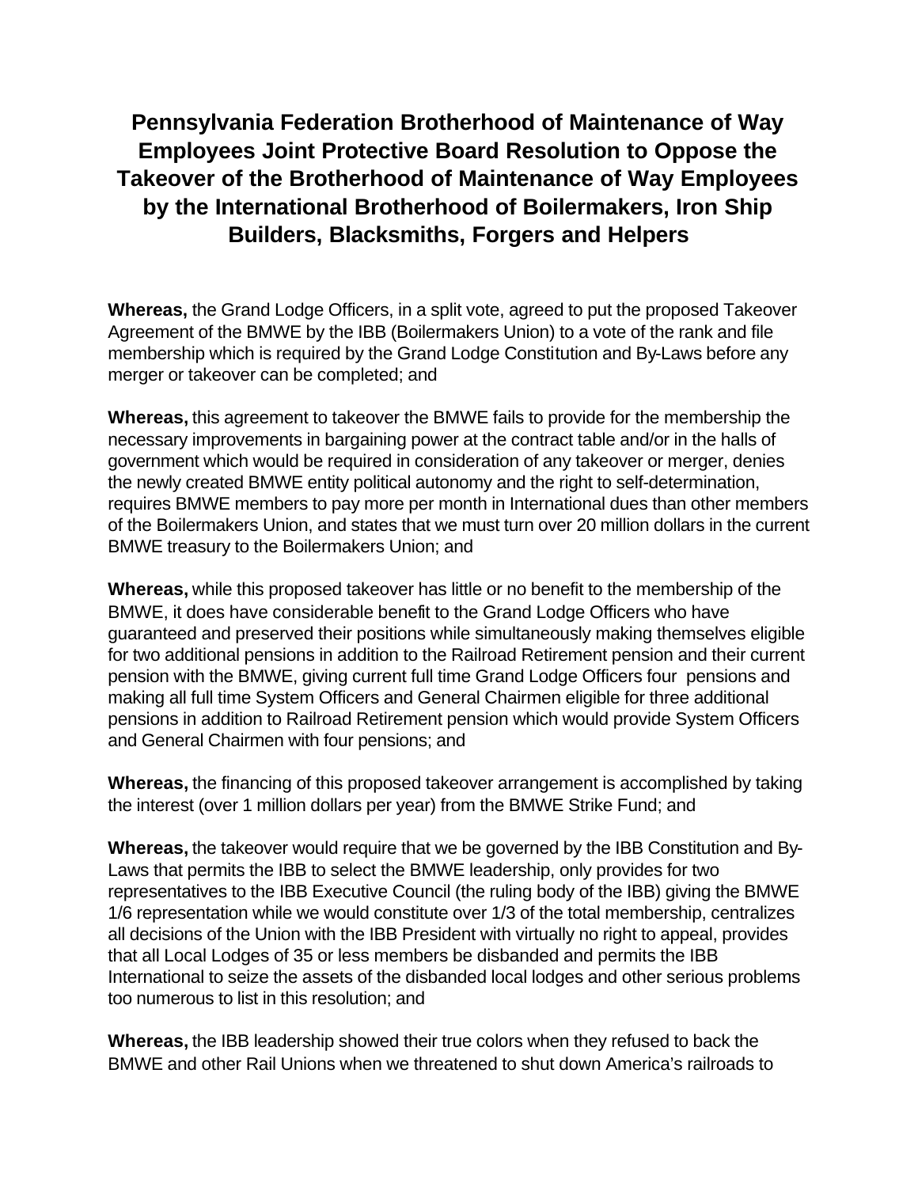# Pennsylvania Federation Brotherhood of Maintenance of Way Employees Joint Protective Board Resolution to Oppose the Takeover of the Brotherhood of Maintenance of Way Employees by the International Brotherhood of Boilermakers, Iron Ship Builders, Blacksmiths, Forgers and Helpers

**Whereas,** the Grand Lodge Officers, in a split vote, agreed to put the proposed Takeover Agreement of the BMWE by the IBB (Boilermakers Union) to a vote of the rank and file membership which is required by the Grand Lodge Constitution and By-Laws before any merger or takeover can be completed; and

**Whereas,** this agreement to takeover the BMWE fails to provide for the membership the necessary improvements in bargaining power at the contract table and/or in the halls of government which would be required in consideration of any takeover or merger, denies the newly created BMWE entity political autonomy and the right to self-determination, requires BMWE members to pay more per month in International dues than other members of the Boilermakers Union, and states that we must turn over 20 million dollars in the current BMWE treasury to the Boilermakers Union; and

**Whereas,** while this proposed takeover has little or no benefit to the membership of the BMWE, it does have considerable benefit to the Grand Lodge Officers who have guaranteed and preserved their positions while simultaneously making themselves eligible for two additional pensions in addition to the Railroad Retirement pension and their current pension with the BMWE, giving current full time Grand Lodge Officers four pensions and making all full time System Officers and General Chairmen eligible for three additional pensions in addition to Railroad Retirement pension which would provide System Officers and General Chairmen with four pensions; and

**Whereas,** the financing of this proposed takeover arrangement is accomplished by taking the interest (over 1 million dollars per year) from the BMWE Strike Fund; and

**Whereas,** the takeover would require that we be governed by the IBB Constitution and By-Laws that permits the IBB to select the BMWE leadership, only provides for two representatives to the IBB Executive Council (the ruling body of the IBB) giving the BMWE 1/6 representation while we would constitute over 1/3 of the total membership, centralizes all decisions of the Union with the IBB President with virtually no right to appeal, provides that all Local Lodges of 35 or less members be disbanded and permits the IBB International to seize the assets of the disbanded local lodges and other serious problems too numerous to list in this resolution; and

**Whereas,** the IBB leadership showed their true colors when they refused to back the BMWE and other Rail Unions when we threatened to shut down America's railroads to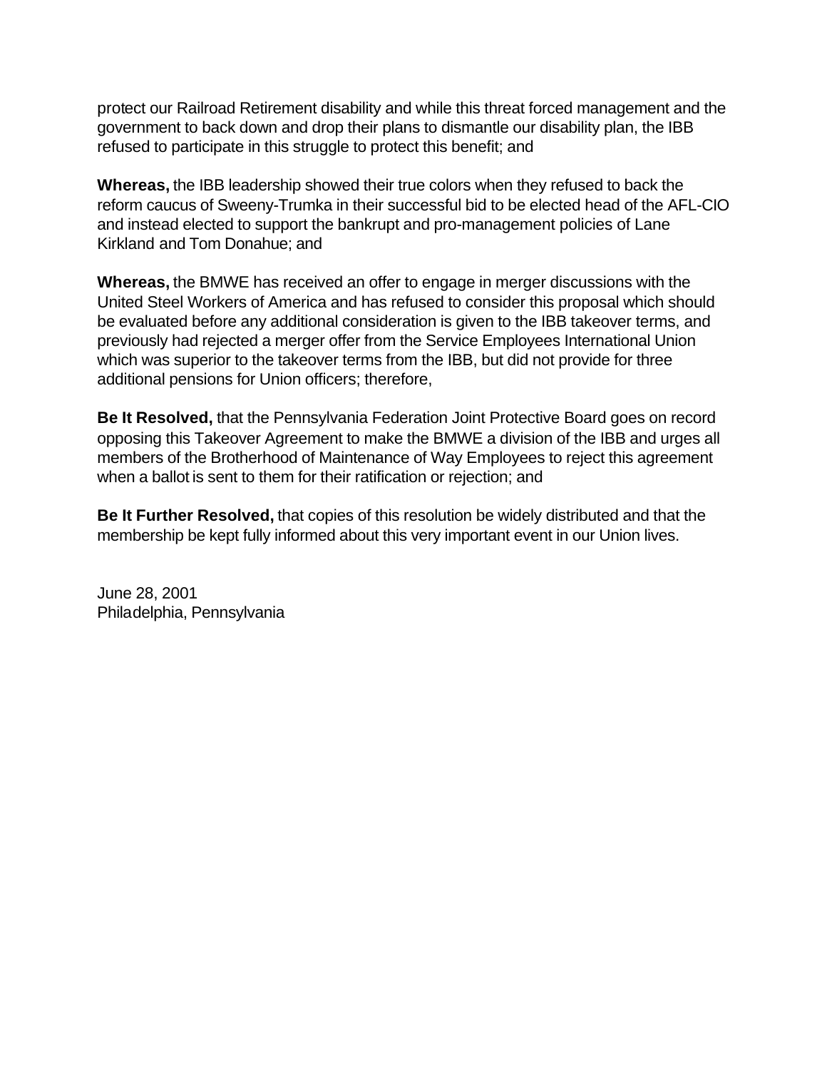protect our Railroad Retirement disability and while this threat forced management and the government to back down and drop their plans to dismantle our disability plan, the IBB refused to participate in this struggle to protect this benefit; and

**Whereas,** the IBB leadership showed their true colors when they refused to back the reform caucus of Sweeny-Trumka in their successful bid to be elected head of the AFL-CIO and instead elected to support the bankrupt and pro-management policies of Lane Kirkland and Tom Donahue; and

**Whereas,** the BMWE has received an offer to engage in merger discussions with the United Steel Workers of America and has refused to consider this proposal which should be evaluated before any additional consideration is given to the IBB takeover terms, and previously had rejected a merger offer from the Service Employees International Union which was superior to the takeover terms from the IBB, but did not provide for three additional pensions for Union officers; therefore,

**Be It Resolved,** that the Pennsylvania Federation Joint Protective Board goes on record opposing this Takeover Agreement to make the BMWE a division of the IBB and urges all members of the Brotherhood of Maintenance of Way Employees to reject this agreement when a ballot is sent to them for their ratification or rejection; and

**Be It Further Resolved,** that copies of this resolution be widely distributed and that the membership be kept fully informed about this very important event in our Union lives.

June 28, 2001
Philadelphia, Pennsylvania